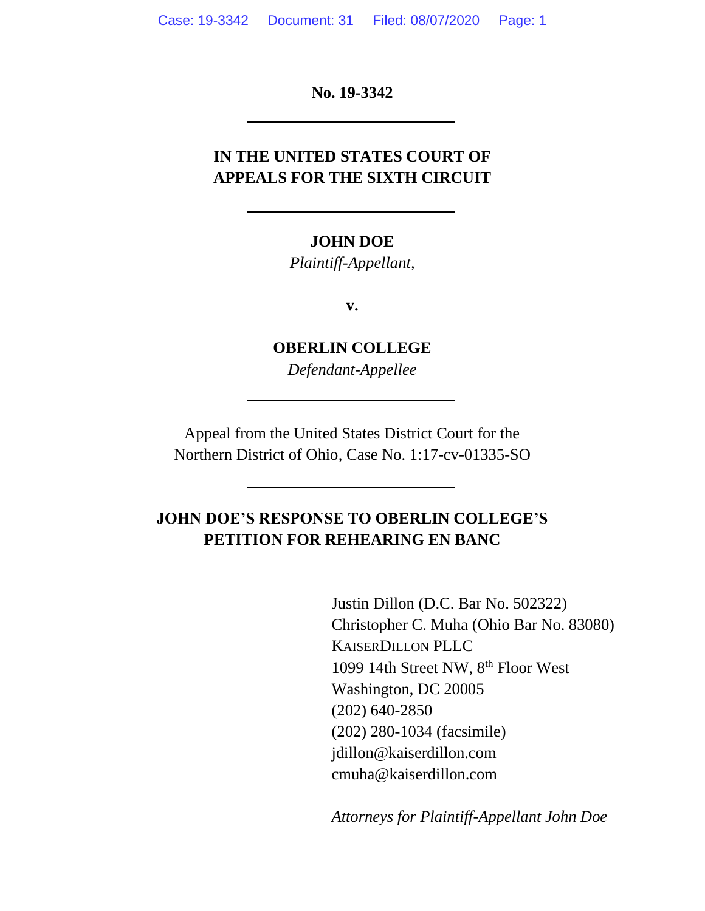**No. 19-3342**

---

**IN THE UNITED STATES COURT OF APPEALS FOR THE SIXTH CIRCUIT**

---

**JOHN DOE**

*Plaintiff-Appellant,*

**v.**

**OBERLIN COLLEGE**

*Defendant-Appellee*

---

Appeal from the United States District Court for the Northern District of Ohio, Case No. 1:17-cv-01335-SO

---

**JOHN DOE'S RESPONSE TO OBERLIN COLLEGE'S PETITION FOR REHEARING EN BANC**

Justin Dillon (D.C. Bar No. 502322)
Christopher C. Muha (Ohio Bar No. 83080)
KAISERDILLON PLLC
1099 14th Street NW, 8th Floor West
Washington, DC 20005
(202) 640-2850
(202) 280-1034 (facsimile)
jdillon@kaiserdillon.com
cmuha@kaiserdillon.com

*Attorneys for Plaintiff-Appellant John Doe*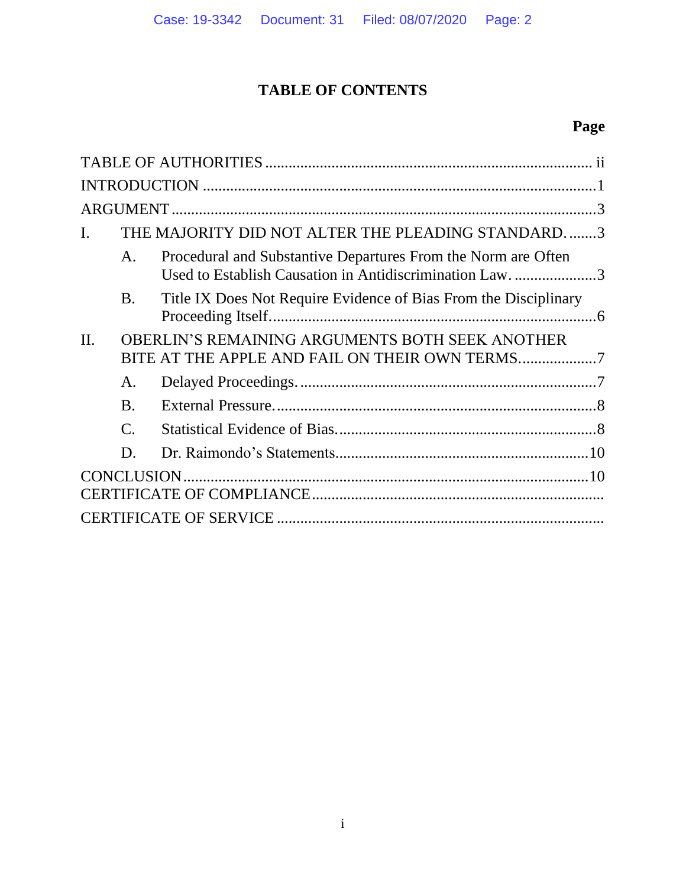# TABLE OF CONTENTS

| | Page |
|---|---|
| TABLE OF AUTHORITIES | ii |
| INTRODUCTION | 1 |
| ARGUMENT | 3 |
| I. THE MAJORITY DID NOT ALTER THE PLEADING STANDARD. | 3 |
| A. Procedural and Substantive Departures From the Norm are Often Used to Establish Causation in Antidiscrimination Law. | 3 |
| B. Title IX Does Not Require Evidence of Bias From the Disciplinary Proceeding Itself. | 6 |
| II. OBERLIN'S REMAINING ARGUMENTS BOTH SEEK ANOTHER BITE AT THE APPLE AND FAIL ON THEIR OWN TERMS. | 7 |
| A. Delayed Proceedings. | 7 |
| B. External Pressure. | 8 |
| C. Statistical Evidence of Bias. | 8 |
| D. Dr. Raimondo's Statements. | 10 |
| CONCLUSION | 10 |
| CERTIFICATE OF COMPLIANCE | |
| CERTIFICATE OF SERVICE | |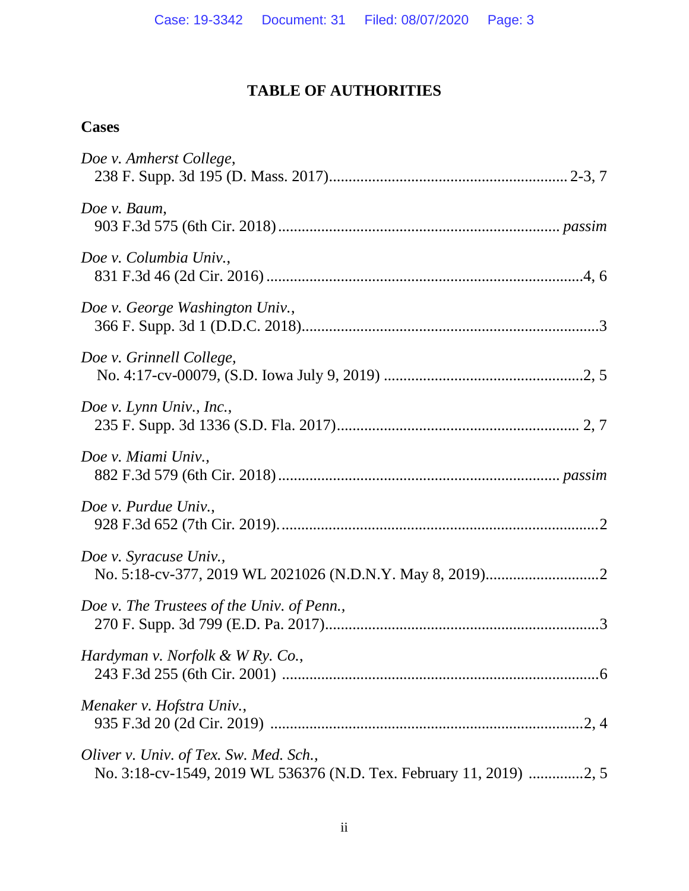# TABLE OF AUTHORITIES

## Cases

*Doe v. Amherst College*,
238 F. Supp. 3d 195 (D. Mass. 2017)............................................................ 2-3, 7

*Doe v. Baum*,
903 F.3d 575 (6th Cir. 2018)....................................................................... *passim*

*Doe v. Columbia Univ.*,
831 F.3d 46 (2d Cir. 2016)................................................................................4, 6

*Doe v. George Washington Univ.*,
366 F. Supp. 3d 1 (D.D.C. 2018)..........................................................................3

*Doe v. Grinnell College*,
No. 4:17-cv-00079, (S.D. Iowa July 9, 2019) ..................................................2, 5

*Doe v. Lynn Univ., Inc.*,
235 F. Supp. 3d 1336 (S.D. Fla. 2017)............................................................. 2, 7

*Doe v. Miami Univ.*,
882 F.3d 579 (6th Cir. 2018)....................................................................... *passim*

*Doe v. Purdue Univ.*,
928 F.3d 652 (7th Cir. 2019)................................................................................2

*Doe v. Syracuse Univ.*,
No. 5:18-cv-377, 2019 WL 2021026 (N.D.N.Y. May 8, 2019)............................2

*Doe v. The Trustees of the Univ. of Penn.*,
270 F. Supp. 3d 799 (E.D. Pa. 2017)....................................................................3

*Hardyman v. Norfolk & W Ry. Co.*,
243 F.3d 255 (6th Cir. 2001) ...............................................................................6

*Menaker v. Hofstra Univ.*,
935 F.3d 20 (2d Cir. 2019) ...............................................................................2, 4

*Oliver v. Univ. of Tex. Sw. Med. Sch.*,
No. 3:18-cv-1549, 2019 WL 536376 (N.D. Tex. February 11, 2019) .............2, 5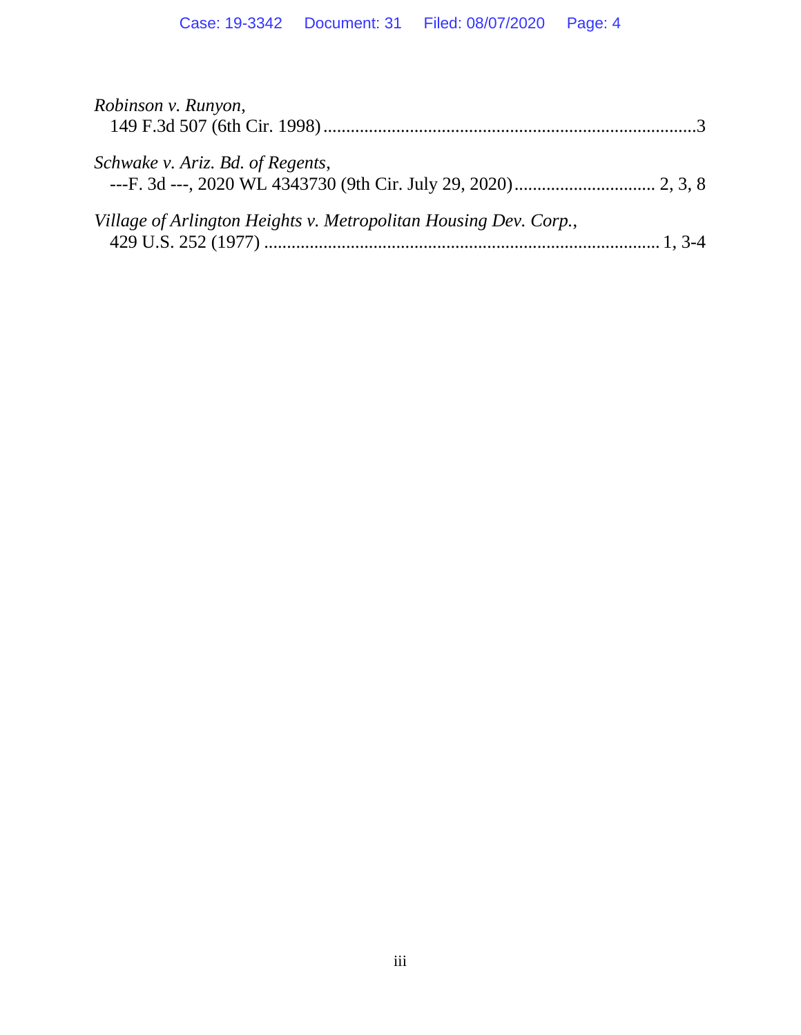*Robinson v. Runyon*,
149 F.3d 507 (6th Cir. 1998) ..................................................................................3

*Schwake v. Ariz. Bd. of Regents*,
---F. 3d ---, 2020 WL 4343730 (9th Cir. July 29, 2020) ............................... 2, 3, 8

*Village of Arlington Heights v. Metropolitan Housing Dev. Corp.*,
429 U.S. 252 (1977) ...................................................................................... 1, 3-4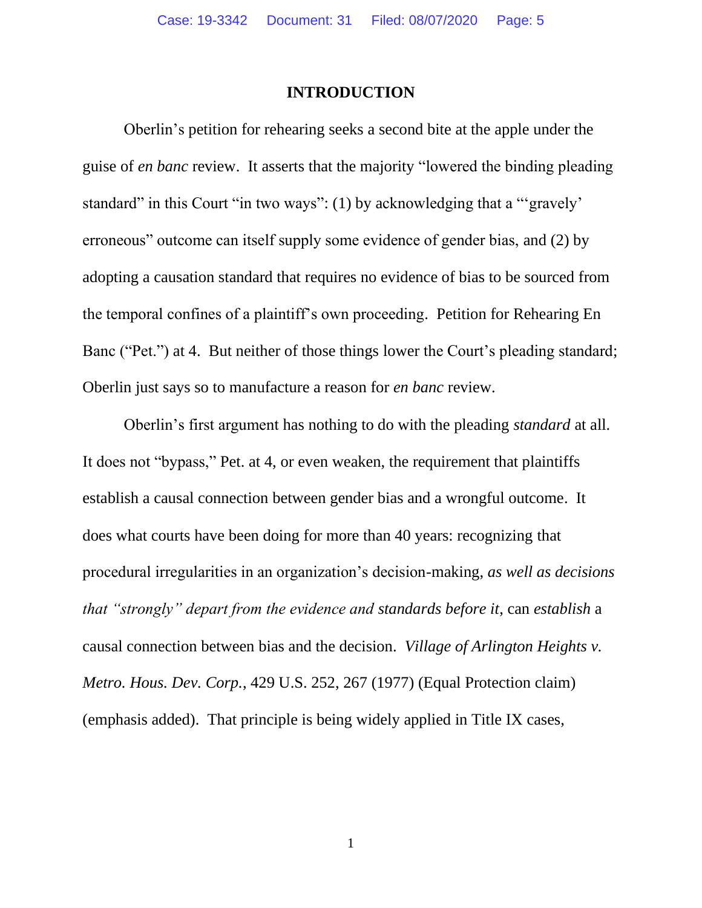## INTRODUCTION

Oberlin's petition for rehearing seeks a second bite at the apple under the guise of *en banc* review. It asserts that the majority "lowered the binding pleading standard" in this Court "in two ways": (1) by acknowledging that a "'gravely' erroneous" outcome can itself supply some evidence of gender bias, and (2) by adopting a causation standard that requires no evidence of bias to be sourced from the temporal confines of a plaintiff's own proceeding. Petition for Rehearing En Banc ("Pet.") at 4. But neither of those things lower the Court's pleading standard; Oberlin just says so to manufacture a reason for *en banc* review.

Oberlin's first argument has nothing to do with the pleading *standard* at all. It does not "bypass," Pet. at 4, or even weaken, the requirement that plaintiffs establish a causal connection between gender bias and a wrongful outcome. It does what courts have been doing for more than 40 years: recognizing that procedural irregularities in an organization's decision-making, *as well as decisions that "strongly" depart from the evidence and standards before it*, can *establish* a causal connection between bias and the decision. *Village of Arlington Heights v. Metro. Hous. Dev. Corp.*, 429 U.S. 252, 267 (1977) (Equal Protection claim) (emphasis added). That principle is being widely applied in Title IX cases,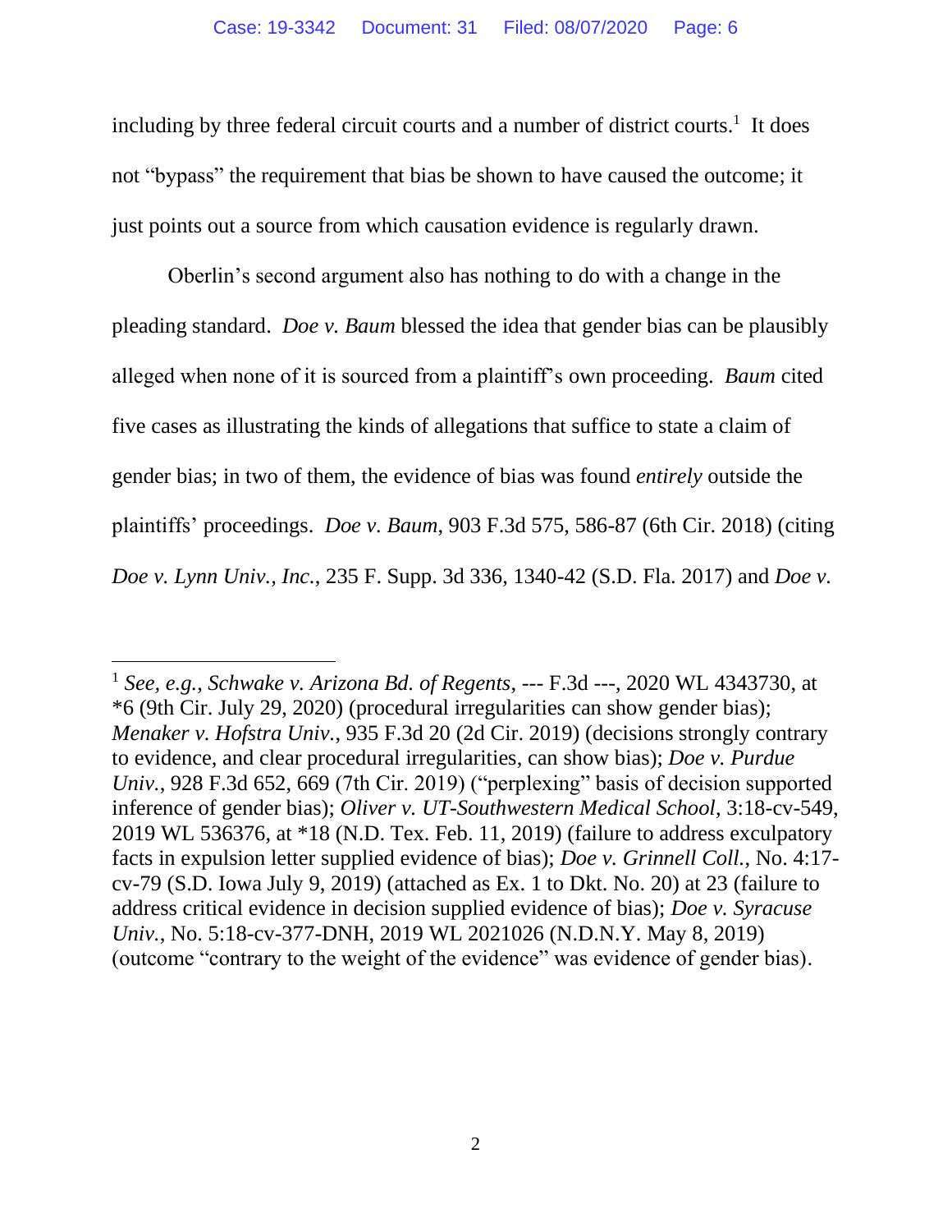including by three federal circuit courts and a number of district courts.[1] It does not "bypass" the requirement that bias be shown to have caused the outcome; it just points out a source from which causation evidence is regularly drawn.

Oberlin's second argument also has nothing to do with a change in the pleading standard. *Doe v. Baum* blessed the idea that gender bias can be plausibly alleged when none of it is sourced from a plaintiff's own proceeding. *Baum* cited five cases as illustrating the kinds of allegations that suffice to state a claim of gender bias; in two of them, the evidence of bias was found *entirely* outside the plaintiffs' proceedings. *Doe v. Baum*, 903 F.3d 575, 586-87 (6th Cir. 2018) (citing *Doe v. Lynn Univ., Inc.*, 235 F. Supp. 3d 336, 1340-42 (S.D. Fla. 2017) and *Doe v.*

---

[1] *See, e.g.*, *Schwake v. Arizona Bd. of Regents*, --- F.3d ---, 2020 WL 4343730, at \*6 (9th Cir. July 29, 2020) (procedural irregularities can show gender bias); *Menaker v. Hofstra Univ.*, 935 F.3d 20 (2d Cir. 2019) (decisions strongly contrary to evidence, and clear procedural irregularities, can show bias); *Doe v. Purdue Univ.*, 928 F.3d 652, 669 (7th Cir. 2019) ("perplexing" basis of decision supported inference of gender bias); *Oliver v. UT-Southwestern Medical School*, 3:18-cv-549, 2019 WL 536376, at \*18 (N.D. Tex. Feb. 11, 2019) (failure to address exculpatory facts in expulsion letter supplied evidence of bias); *Doe v. Grinnell Coll.*, No. 4:17-cv-79 (S.D. Iowa July 9, 2019) (attached as Ex. 1 to Dkt. No. 20) at 23 (failure to address critical evidence in decision supplied evidence of bias); *Doe v. Syracuse Univ.*, No. 5:18-cv-377-DNH, 2019 WL 2021026 (N.D.N.Y. May 8, 2019) (outcome "contrary to the weight of the evidence" was evidence of gender bias).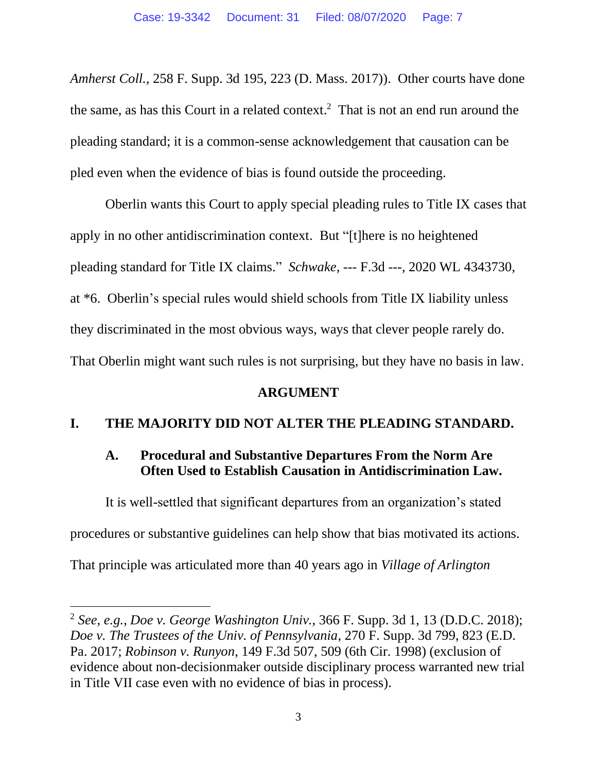*Amherst Coll.*, 258 F. Supp. 3d 195, 223 (D. Mass. 2017)). Other courts have done the same, as has this Court in a related context.[2] That is not an end run around the pleading standard; it is a common-sense acknowledgement that causation can be pled even when the evidence of bias is found outside the proceeding.

Oberlin wants this Court to apply special pleading rules to Title IX cases that apply in no other antidiscrimination context. But "[t]here is no heightened pleading standard for Title IX claims." *Schwake*, --- F.3d ---, 2020 WL 4343730, at *6. Oberlin's special rules would shield schools from Title IX liability unless they discriminated in the most obvious ways, ways that clever people rarely do. That Oberlin might want such rules is not surprising, but they have no basis in law.

## ARGUMENT

## I. THE MAJORITY DID NOT ALTER THE PLEADING STANDARD.

### A. Procedural and Substantive Departures From the Norm Are Often Used to Establish Causation in Antidiscrimination Law.

It is well-settled that significant departures from an organization's stated procedures or substantive guidelines can help show that bias motivated its actions. That principle was articulated more than 40 years ago in *Village of Arlington*

---

[2] *See, e.g.*, *Doe v. George Washington Univ.*, 366 F. Supp. 3d 1, 13 (D.D.C. 2018); *Doe v. The Trustees of the Univ. of Pennsylvania*, 270 F. Supp. 3d 799, 823 (E.D. Pa. 2017; *Robinson v. Runyon*, 149 F.3d 507, 509 (6th Cir. 1998) (exclusion of evidence about non-decisionmaker outside disciplinary process warranted new trial in Title VII case even with no evidence of bias in process).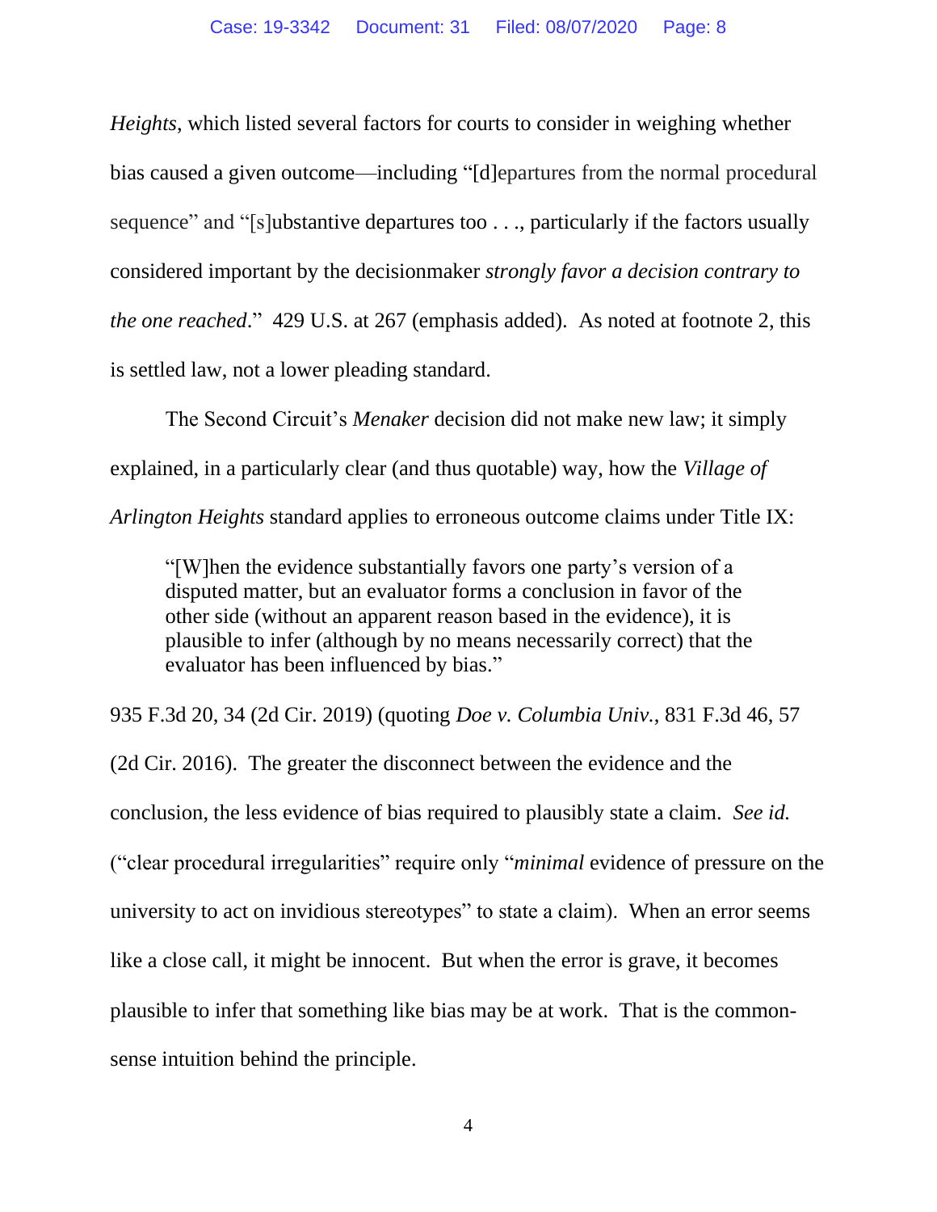*Heights*, which listed several factors for courts to consider in weighing whether bias caused a given outcome—including "[d]epartures from the normal procedural sequence" and "[s]ubstantive departures too . . ., particularly if the factors usually considered important by the decisionmaker *strongly favor a decision contrary to the one reached*." 429 U.S. at 267 (emphasis added). As noted at footnote 2, this is settled law, not a lower pleading standard.

The Second Circuit's *Menaker* decision did not make new law; it simply explained, in a particularly clear (and thus quotable) way, how the *Village of Arlington Heights* standard applies to erroneous outcome claims under Title IX:

> "[W]hen the evidence substantially favors one party's version of a disputed matter, but an evaluator forms a conclusion in favor of the other side (without an apparent reason based in the evidence), it is plausible to infer (although by no means necessarily correct) that the evaluator has been influenced by bias."

935 F.3d 20, 34 (2d Cir. 2019) (quoting *Doe v. Columbia Univ.*, 831 F.3d 46, 57 (2d Cir. 2016). The greater the disconnect between the evidence and the conclusion, the less evidence of bias required to plausibly state a claim. *See id.* ("clear procedural irregularities" require only "*minimal* evidence of pressure on the university to act on invidious stereotypes" to state a claim). When an error seems like a close call, it might be innocent. But when the error is grave, it becomes plausible to infer that something like bias may be at work. That is the common-sense intuition behind the principle.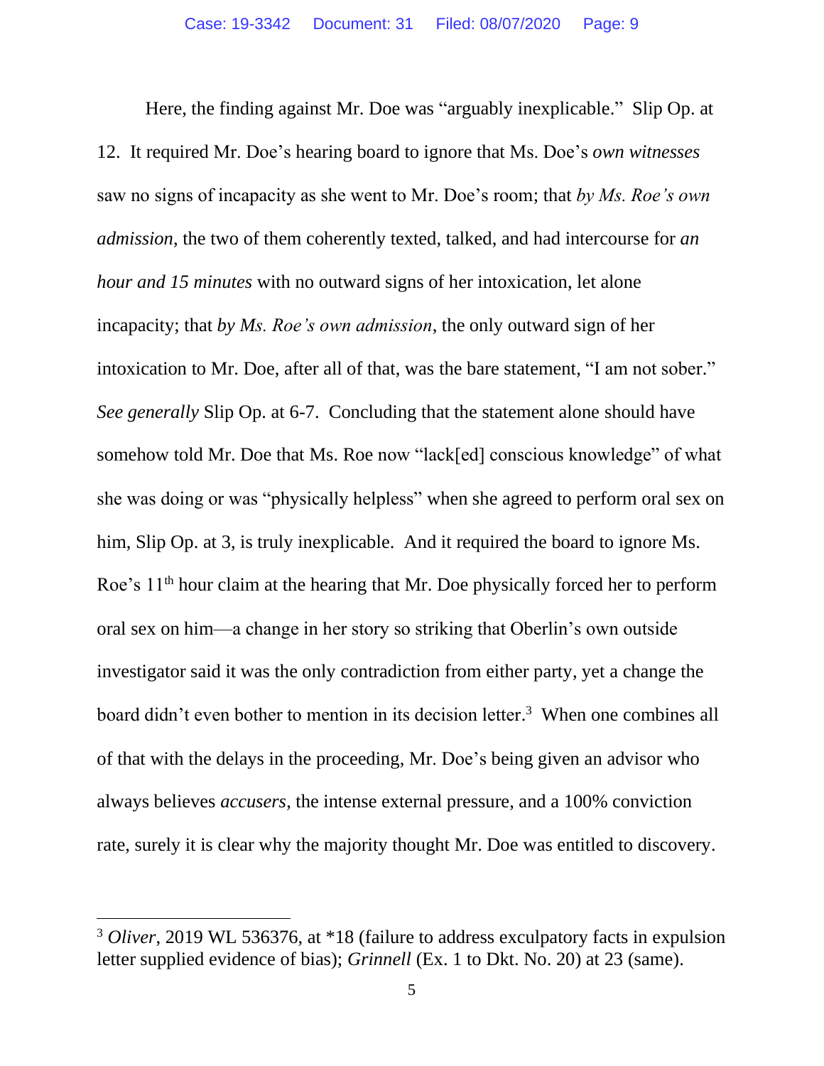Here, the finding against Mr. Doe was "arguably inexplicable." Slip Op. at 12. It required Mr. Doe's hearing board to ignore that Ms. Doe's *own witnesses* saw no signs of incapacity as she went to Mr. Doe's room; that *by Ms. Roe's own admission*, the two of them coherently texted, talked, and had intercourse for *an hour and 15 minutes* with no outward signs of her intoxication, let alone incapacity; that *by Ms. Roe's own admission*, the only outward sign of her intoxication to Mr. Doe, after all of that, was the bare statement, "I am not sober." *See generally* Slip Op. at 6-7. Concluding that the statement alone should have somehow told Mr. Doe that Ms. Roe now "lack[ed] conscious knowledge" of what she was doing or was "physically helpless" when she agreed to perform oral sex on him, Slip Op. at 3, is truly inexplicable. And it required the board to ignore Ms. Roe's 11th hour claim at the hearing that Mr. Doe physically forced her to perform oral sex on him—a change in her story so striking that Oberlin's own outside investigator said it was the only contradiction from either party, yet a change the board didn't even bother to mention in its decision letter.[3] When one combines all of that with the delays in the proceeding, Mr. Doe's being given an advisor who always believes *accusers*, the intense external pressure, and a 100% conviction rate, surely it is clear why the majority thought Mr. Doe was entitled to discovery.

[3] *Oliver*, 2019 WL 536376, at *18 (failure to address exculpatory facts in expulsion letter supplied evidence of bias); *Grinnell* (Ex. 1 to Dkt. No. 20) at 23 (same).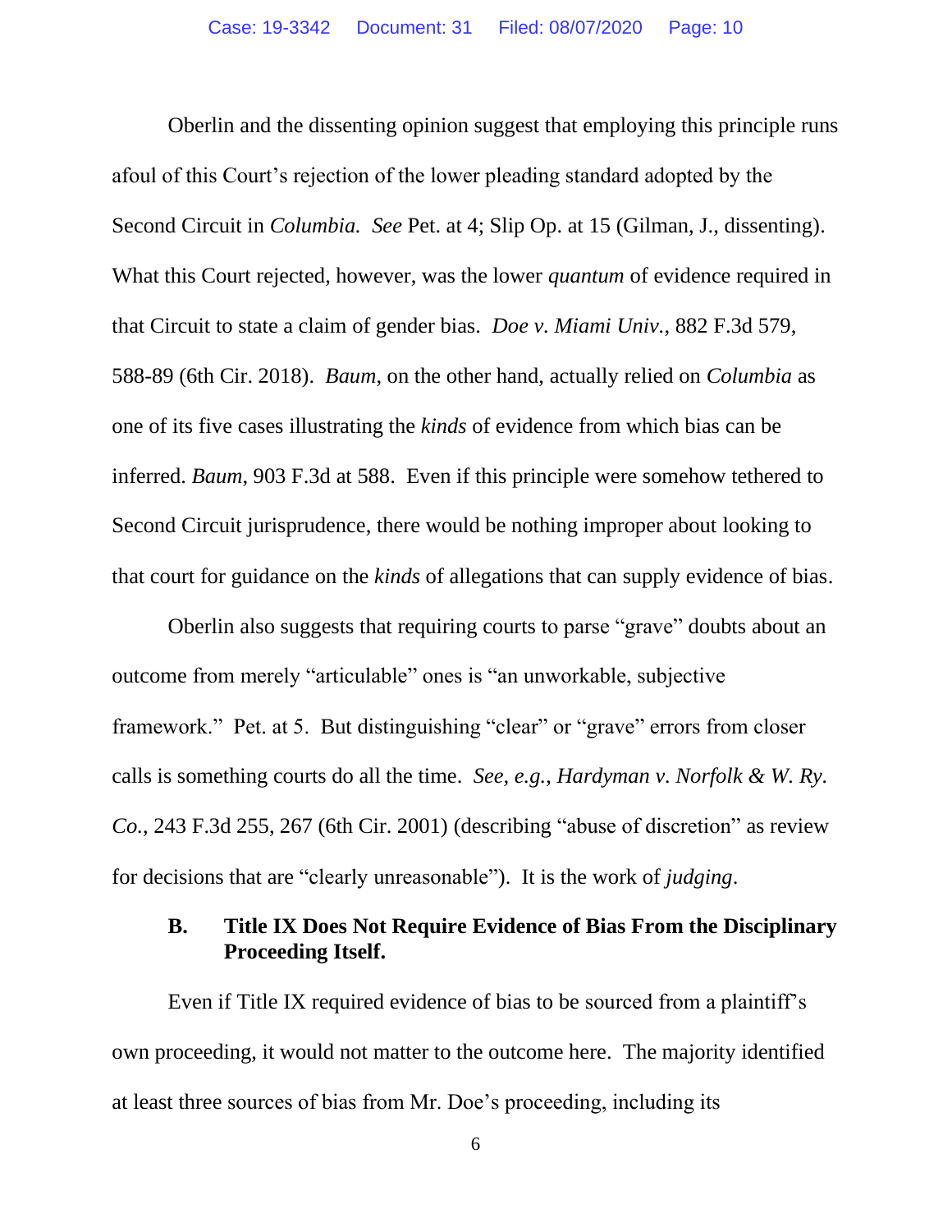Oberlin and the dissenting opinion suggest that employing this principle runs afoul of this Court's rejection of the lower pleading standard adopted by the Second Circuit in *Columbia. See* Pet. at 4; Slip Op. at 15 (Gilman, J., dissenting). What this Court rejected, however, was the lower *quantum* of evidence required in that Circuit to state a claim of gender bias. *Doe v. Miami Univ.*, 882 F.3d 579, 588-89 (6th Cir. 2018). *Baum*, on the other hand, actually relied on *Columbia* as one of its five cases illustrating the *kinds* of evidence from which bias can be inferred. *Baum*, 903 F.3d at 588. Even if this principle were somehow tethered to Second Circuit jurisprudence, there would be nothing improper about looking to that court for guidance on the *kinds* of allegations that can supply evidence of bias.

Oberlin also suggests that requiring courts to parse "grave" doubts about an outcome from merely "articulable" ones is "an unworkable, subjective framework." Pet. at 5. But distinguishing "clear" or "grave" errors from closer calls is something courts do all the time. *See, e.g.*, *Hardyman v. Norfolk & W. Ry. Co.*, 243 F.3d 255, 267 (6th Cir. 2001) (describing "abuse of discretion" as review for decisions that are "clearly unreasonable"). It is the work of *judging*.

### B. Title IX Does Not Require Evidence of Bias From the Disciplinary Proceeding Itself.

Even if Title IX required evidence of bias to be sourced from a plaintiff's own proceeding, it would not matter to the outcome here. The majority identified at least three sources of bias from Mr. Doe's proceeding, including its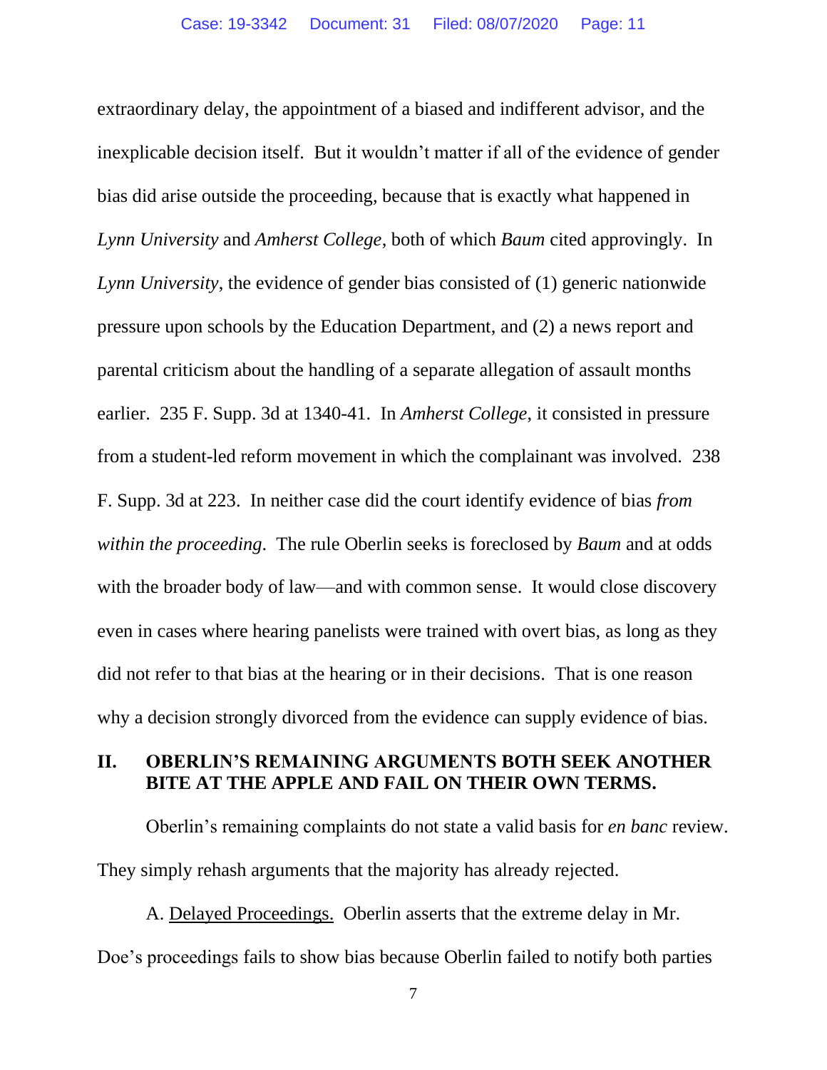extraordinary delay, the appointment of a biased and indifferent advisor, and the inexplicable decision itself. But it wouldn't matter if all of the evidence of gender bias did arise outside the proceeding, because that is exactly what happened in *Lynn University* and *Amherst College*, both of which *Baum* cited approvingly. In *Lynn University*, the evidence of gender bias consisted of (1) generic nationwide pressure upon schools by the Education Department, and (2) a news report and parental criticism about the handling of a separate allegation of assault months earlier. 235 F. Supp. 3d at 1340-41. In *Amherst College*, it consisted in pressure from a student-led reform movement in which the complainant was involved. 238 F. Supp. 3d at 223. In neither case did the court identify evidence of bias *from within the proceeding*. The rule Oberlin seeks is foreclosed by *Baum* and at odds with the broader body of law—and with common sense. It would close discovery even in cases where hearing panelists were trained with overt bias, as long as they did not refer to that bias at the hearing or in their decisions. That is one reason why a decision strongly divorced from the evidence can supply evidence of bias.

## II. OBERLIN'S REMAINING ARGUMENTS BOTH SEEK ANOTHER BITE AT THE APPLE AND FAIL ON THEIR OWN TERMS.

Oberlin's remaining complaints do not state a valid basis for *en banc* review. They simply rehash arguments that the majority has already rejected.

A. Delayed Proceedings. Oberlin asserts that the extreme delay in Mr. Doe's proceedings fails to show bias because Oberlin failed to notify both parties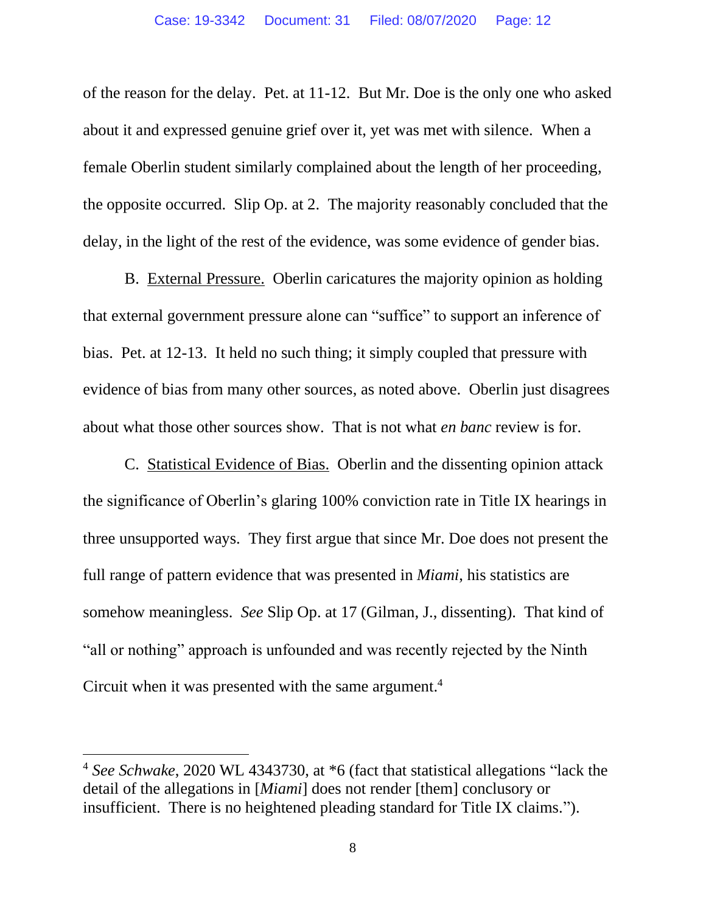of the reason for the delay. Pet. at 11-12. But Mr. Doe is the only one who asked about it and expressed genuine grief over it, yet was met with silence. When a female Oberlin student similarly complained about the length of her proceeding, the opposite occurred. Slip Op. at 2. The majority reasonably concluded that the delay, in the light of the rest of the evidence, was some evidence of gender bias.

B. <u>External Pressure.</u> Oberlin caricatures the majority opinion as holding that external government pressure alone can "suffice" to support an inference of bias. Pet. at 12-13. It held no such thing; it simply coupled that pressure with evidence of bias from many other sources, as noted above. Oberlin just disagrees about what those other sources show. That is not what *en banc* review is for.

C. <u>Statistical Evidence of Bias.</u> Oberlin and the dissenting opinion attack the significance of Oberlin's glaring 100% conviction rate in Title IX hearings in three unsupported ways. They first argue that since Mr. Doe does not present the full range of pattern evidence that was presented in *Miami*, his statistics are somehow meaningless. *See* Slip Op. at 17 (Gilman, J., dissenting). That kind of "all or nothing" approach is unfounded and was recently rejected by the Ninth Circuit when it was presented with the same argument.[4]

---

[4] *See Schwake*, 2020 WL 4343730, at *6 (fact that statistical allegations "lack the detail of the allegations in [*Miami*] does not render [them] conclusory or insufficient. There is no heightened pleading standard for Title IX claims.").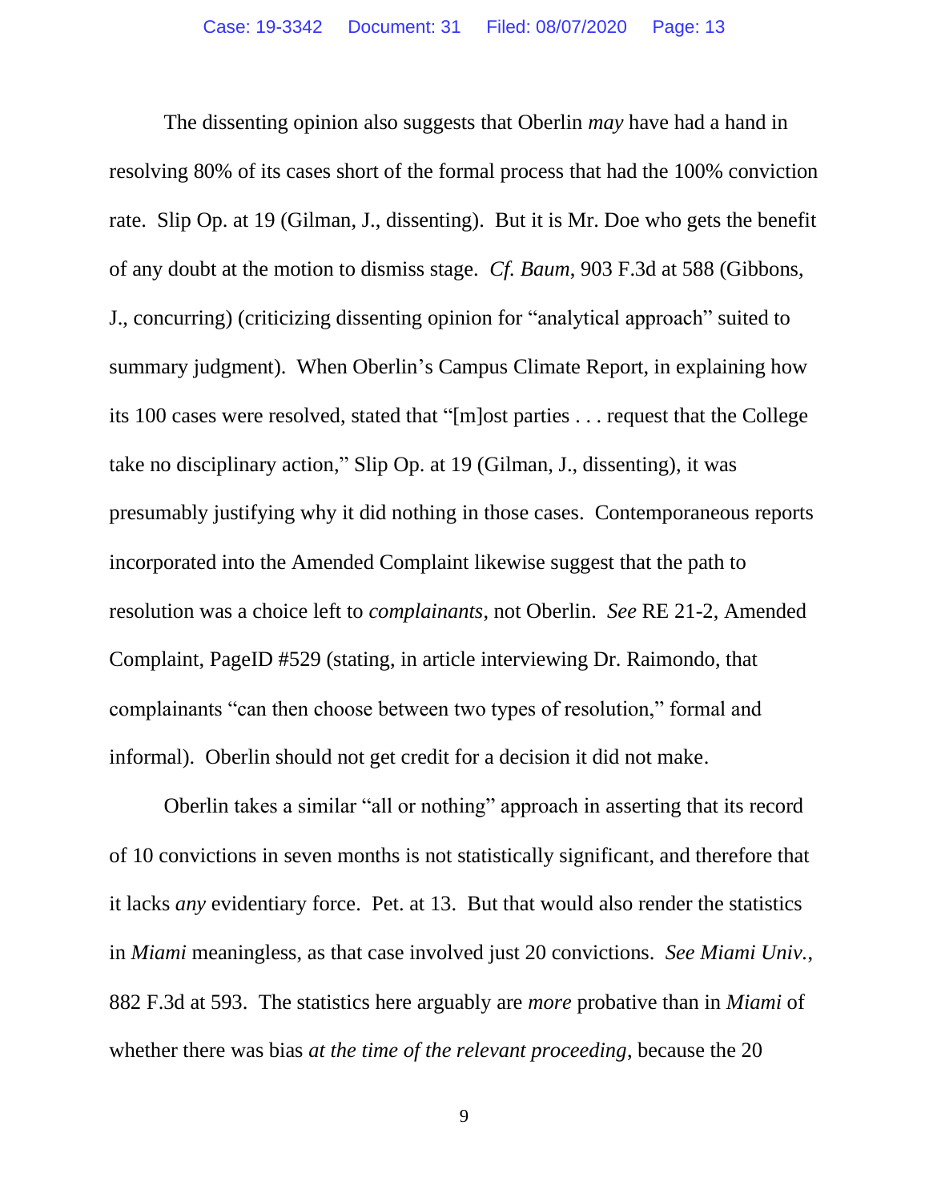The dissenting opinion also suggests that Oberlin *may* have had a hand in resolving 80% of its cases short of the formal process that had the 100% conviction rate. Slip Op. at 19 (Gilman, J., dissenting). But it is Mr. Doe who gets the benefit of any doubt at the motion to dismiss stage. *Cf. Baum*, 903 F.3d at 588 (Gibbons, J., concurring) (criticizing dissenting opinion for "analytical approach" suited to summary judgment). When Oberlin's Campus Climate Report, in explaining how its 100 cases were resolved, stated that "[m]ost parties . . . request that the College take no disciplinary action," Slip Op. at 19 (Gilman, J., dissenting), it was presumably justifying why it did nothing in those cases. Contemporaneous reports incorporated into the Amended Complaint likewise suggest that the path to resolution was a choice left to *complainants*, not Oberlin. *See* RE 21-2, Amended Complaint, PageID #529 (stating, in article interviewing Dr. Raimondo, that complainants "can then choose between two types of resolution," formal and informal). Oberlin should not get credit for a decision it did not make.

Oberlin takes a similar "all or nothing" approach in asserting that its record of 10 convictions in seven months is not statistically significant, and therefore that it lacks *any* evidentiary force. Pet. at 13. But that would also render the statistics in *Miami* meaningless, as that case involved just 20 convictions. *See Miami Univ.*, 882 F.3d at 593. The statistics here arguably are *more* probative than in *Miami* of whether there was bias *at the time of the relevant proceeding*, because the 20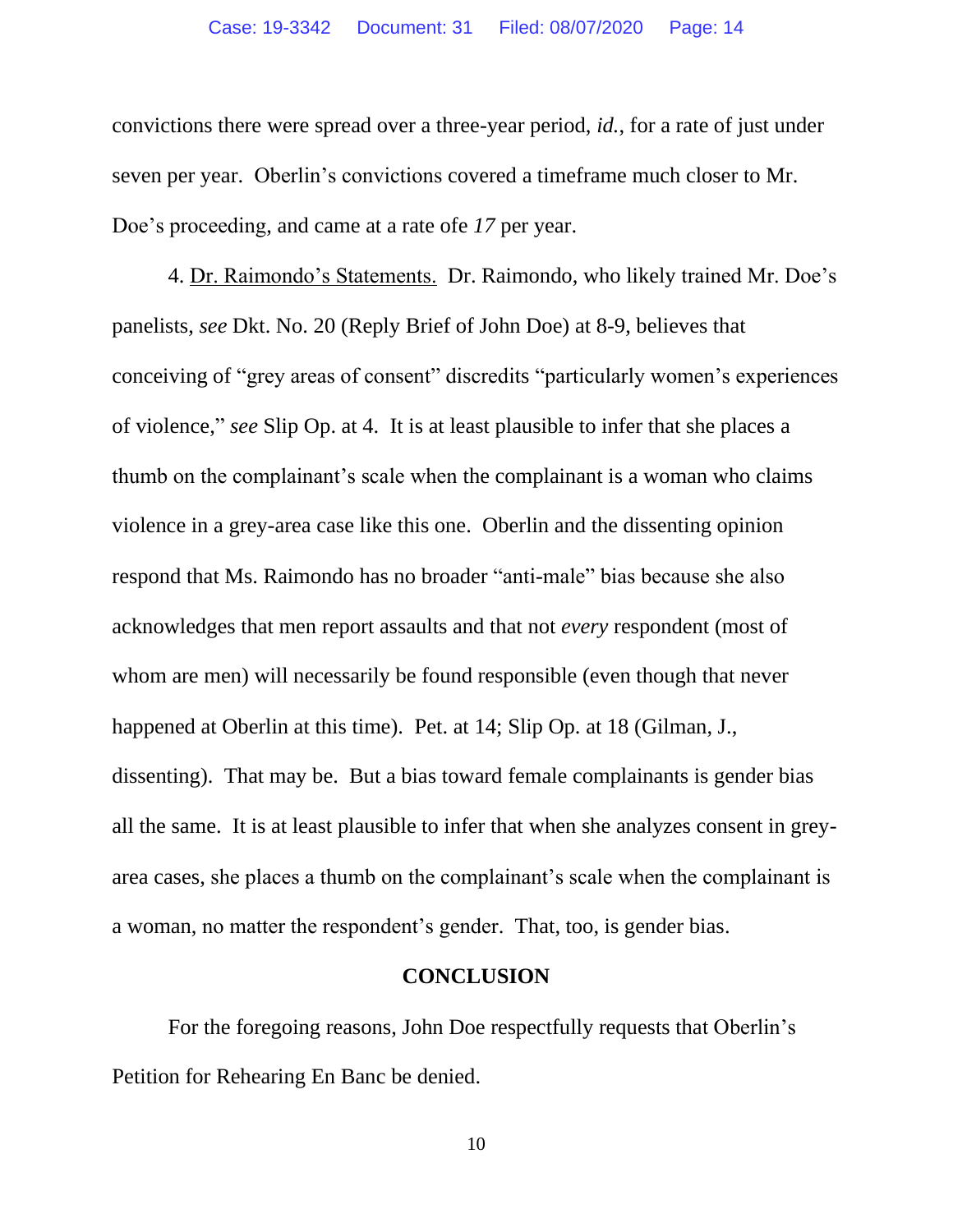convictions there were spread over a three-year period, *id.*, for a rate of just under seven per year. Oberlin's convictions covered a timeframe much closer to Mr. Doe's proceeding, and came at a rate ofe *17* per year.

4. Dr. Raimondo's Statements. Dr. Raimondo, who likely trained Mr. Doe's panelists, *see* Dkt. No. 20 (Reply Brief of John Doe) at 8-9, believes that conceiving of "grey areas of consent" discredits "particularly women's experiences of violence," *see* Slip Op. at 4. It is at least plausible to infer that she places a thumb on the complainant's scale when the complainant is a woman who claims violence in a grey-area case like this one. Oberlin and the dissenting opinion respond that Ms. Raimondo has no broader "anti-male" bias because she also acknowledges that men report assaults and that not *every* respondent (most of whom are men) will necessarily be found responsible (even though that never happened at Oberlin at this time). Pet. at 14; Slip Op. at 18 (Gilman, J., dissenting). That may be. But a bias toward female complainants is gender bias all the same. It is at least plausible to infer that when she analyzes consent in grey-area cases, she places a thumb on the complainant's scale when the complainant is a woman, no matter the respondent's gender. That, too, is gender bias.

## CONCLUSION

For the foregoing reasons, John Doe respectfully requests that Oberlin's Petition for Rehearing En Banc be denied.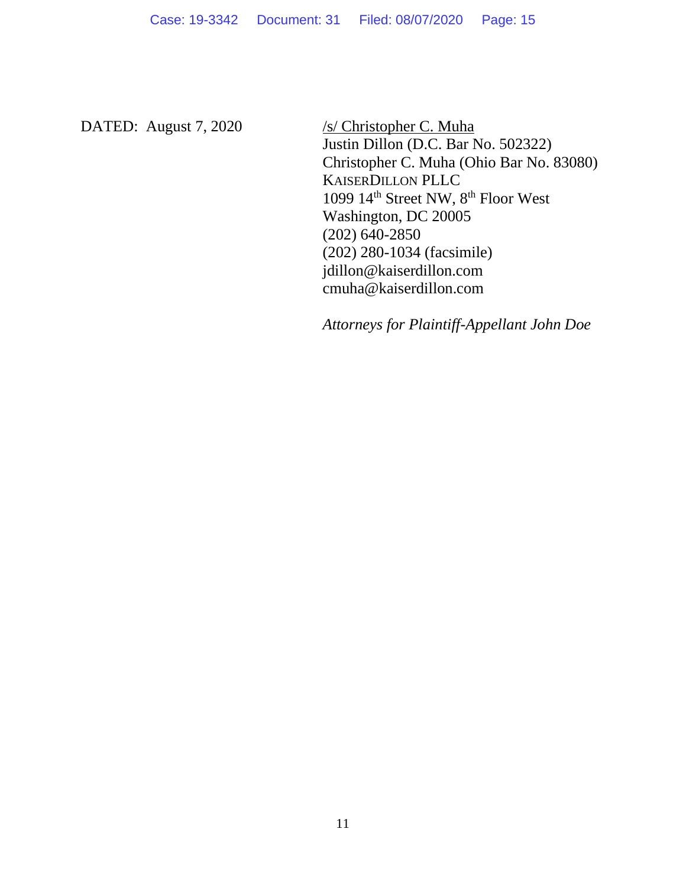DATED: August 7, 2020

/s/ Christopher C. Muha
Justin Dillon (D.C. Bar No. 502322)
Christopher C. Muha (Ohio Bar No. 83080)
KAISERDILLON PLLC
1099 14th Street NW, 8th Floor West
Washington, DC 20005
(202) 640-2850
(202) 280-1034 (facsimile)
jdillon@kaiserdillon.com
cmuha@kaiserdillon.com

*Attorneys for Plaintiff-Appellant John Doe*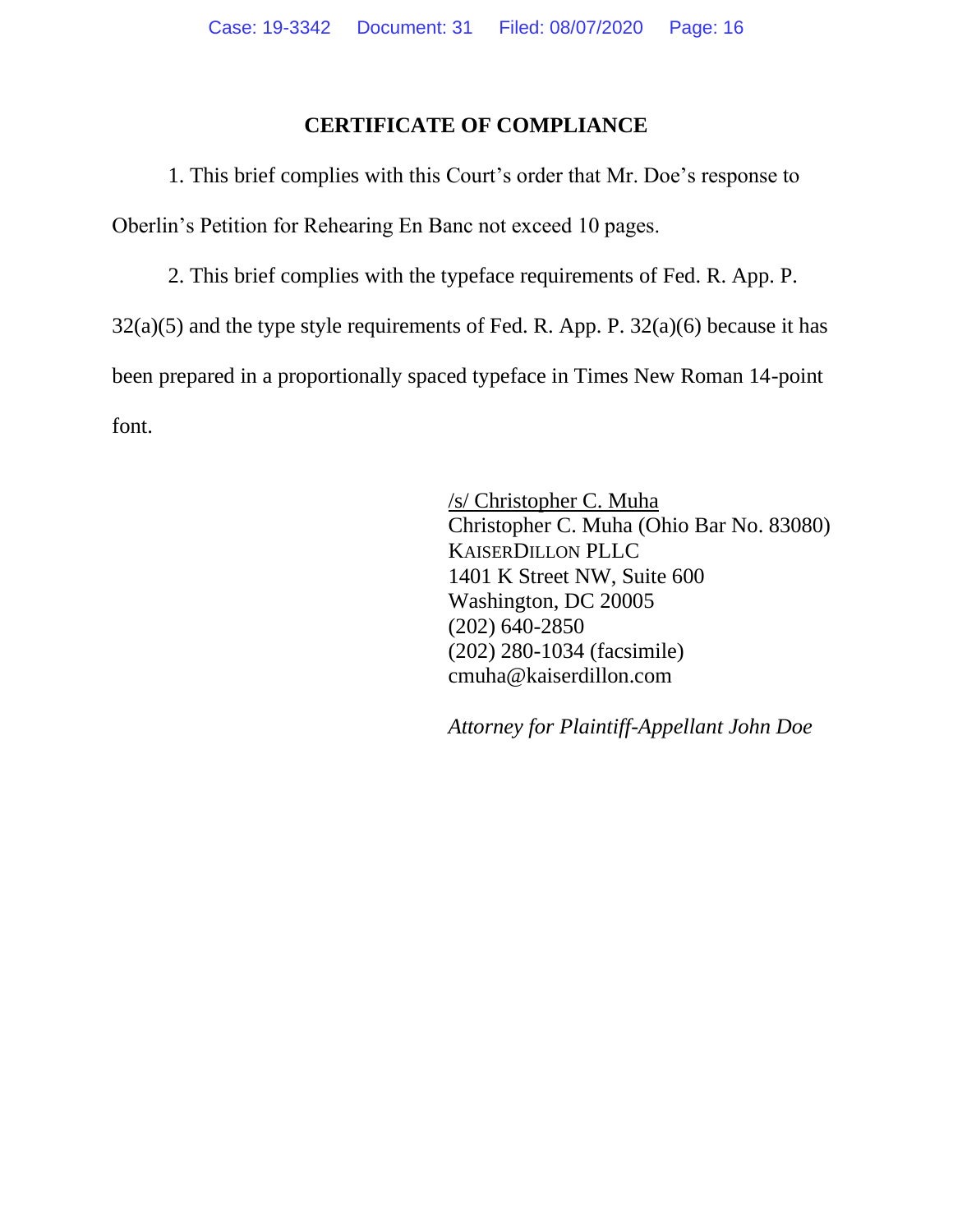## CERTIFICATE OF COMPLIANCE

1. This brief complies with this Court's order that Mr. Doe's response to Oberlin's Petition for Rehearing En Banc not exceed 10 pages.

2. This brief complies with the typeface requirements of Fed. R. App. P. 32(a)(5) and the type style requirements of Fed. R. App. P. 32(a)(6) because it has been prepared in a proportionally spaced typeface in Times New Roman 14-point font.

/s/ Christopher C. Muha
Christopher C. Muha (Ohio Bar No. 83080)
KAISERDILLON PLLC
1401 K Street NW, Suite 600
Washington, DC 20005
(202) 640-2850
(202) 280-1034 (facsimile)
cmuha@kaiserdillon.com

*Attorney for Plaintiff-Appellant John Doe*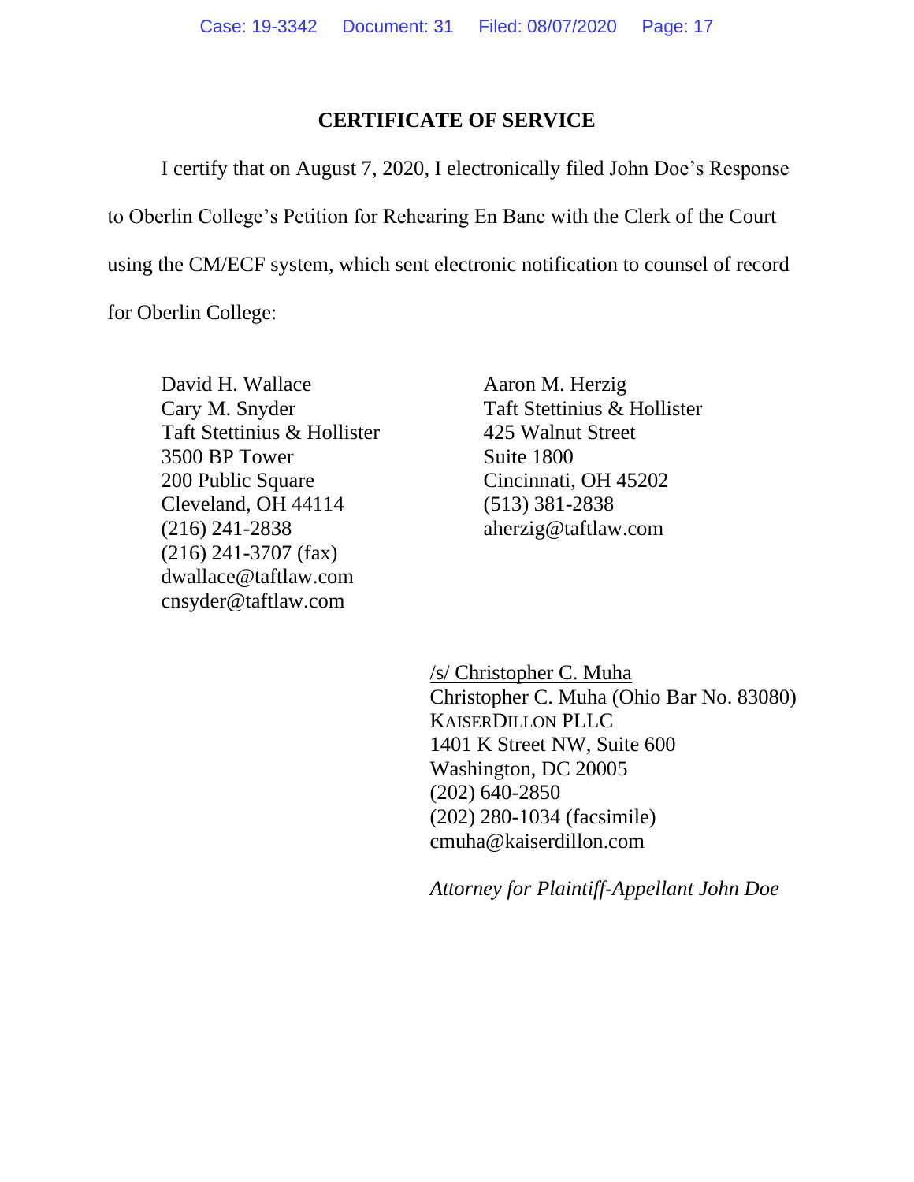## CERTIFICATE OF SERVICE

I certify that on August 7, 2020, I electronically filed John Doe's Response to Oberlin College's Petition for Rehearing En Banc with the Clerk of the Court using the CM/ECF system, which sent electronic notification to counsel of record for Oberlin College:

David H. Wallace
Cary M. Snyder
Taft Stettinius & Hollister
3500 BP Tower
200 Public Square
Cleveland, OH 44114
(216) 241-2838
(216) 241-3707 (fax)
dwallace@taftlaw.com
cnsyder@taftlaw.com

Aaron M. Herzig
Taft Stettinius & Hollister
425 Walnut Street
Suite 1800
Cincinnati, OH 45202
(513) 381-2838
aherzig@taftlaw.com

/s/ Christopher C. Muha
Christopher C. Muha (Ohio Bar No. 83080)
KAISERDILLON PLLC
1401 K Street NW, Suite 600
Washington, DC 20005
(202) 640-2850
(202) 280-1034 (facsimile)
cmuha@kaiserdillon.com

*Attorney for Plaintiff-Appellant John Doe*